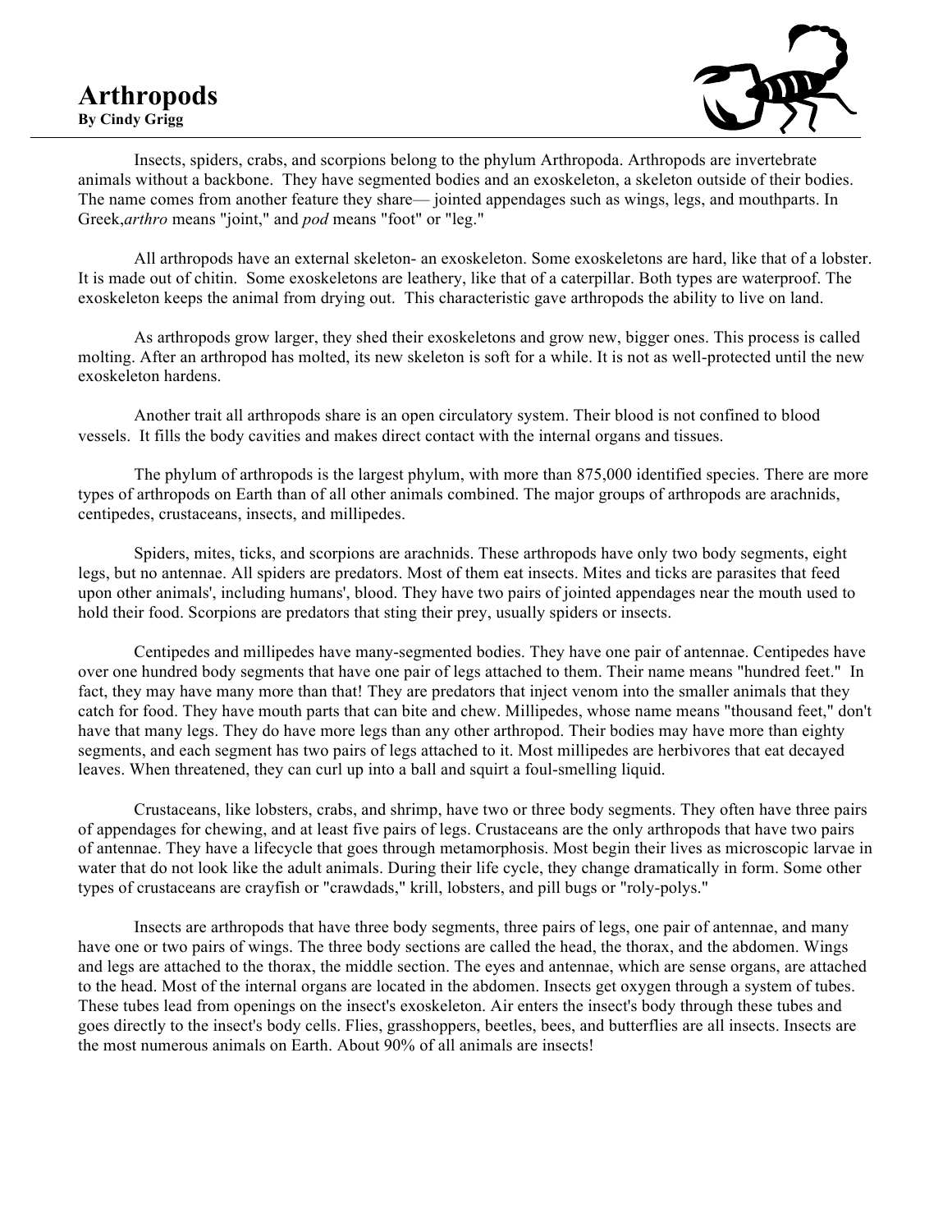# Arthropods

**By Cindy Grigg**

Insects, spiders, crabs, and scorpions belong to the phylum Arthropoda. Arthropods are invertebrate animals without a backbone. They have segmented bodies and an exoskeleton, a skeleton outside of their bodies. The name comes from another feature they share— jointed appendages such as wings, legs, and mouthparts. In Greek,*arthro* means "joint," and *pod* means "foot" or "leg."

All arthropods have an external skeleton- an exoskeleton. Some exoskeletons are hard, like that of a lobster. It is made out of chitin. Some exoskeletons are leathery, like that of a caterpillar. Both types are waterproof. The exoskeleton keeps the animal from drying out. This characteristic gave arthropods the ability to live on land.

As arthropods grow larger, they shed their exoskeletons and grow new, bigger ones. This process is called molting. After an arthropod has molted, its new skeleton is soft for a while. It is not as well-protected until the new exoskeleton hardens.

Another trait all arthropods share is an open circulatory system. Their blood is not confined to blood vessels. It fills the body cavities and makes direct contact with the internal organs and tissues.

The phylum of arthropods is the largest phylum, with more than 875,000 identified species. There are more types of arthropods on Earth than of all other animals combined. The major groups of arthropods are arachnids, centipedes, crustaceans, insects, and millipedes.

Spiders, mites, ticks, and scorpions are arachnids. These arthropods have only two body segments, eight legs, but no antennae. All spiders are predators. Most of them eat insects. Mites and ticks are parasites that feed upon other animals', including humans', blood. They have two pairs of jointed appendages near the mouth used to hold their food. Scorpions are predators that sting their prey, usually spiders or insects.

Centipedes and millipedes have many-segmented bodies. They have one pair of antennae. Centipedes have over one hundred body segments that have one pair of legs attached to them. Their name means "hundred feet." In fact, they may have many more than that! They are predators that inject venom into the smaller animals that they catch for food. They have mouth parts that can bite and chew. Millipedes, whose name means "thousand feet," don't have that many legs. They do have more legs than any other arthropod. Their bodies may have more than eighty segments, and each segment has two pairs of legs attached to it. Most millipedes are herbivores that eat decayed leaves. When threatened, they can curl up into a ball and squirt a foul-smelling liquid.

Crustaceans, like lobsters, crabs, and shrimp, have two or three body segments. They often have three pairs of appendages for chewing, and at least five pairs of legs. Crustaceans are the only arthropods that have two pairs of antennae. They have a lifecycle that goes through metamorphosis. Most begin their lives as microscopic larvae in water that do not look like the adult animals. During their life cycle, they change dramatically in form. Some other types of crustaceans are crayfish or "crawdads," krill, lobsters, and pill bugs or "roly-polys."

Insects are arthropods that have three body segments, three pairs of legs, one pair of antennae, and many have one or two pairs of wings. The three body sections are called the head, the thorax, and the abdomen. Wings and legs are attached to the thorax, the middle section. The eyes and antennae, which are sense organs, are attached to the head. Most of the internal organs are located in the abdomen. Insects get oxygen through a system of tubes. These tubes lead from openings on the insect's exoskeleton. Air enters the insect's body through these tubes and goes directly to the insect's body cells. Flies, grasshoppers, beetles, bees, and butterflies are all insects. Insects are the most numerous animals on Earth. About 90% of all animals are insects!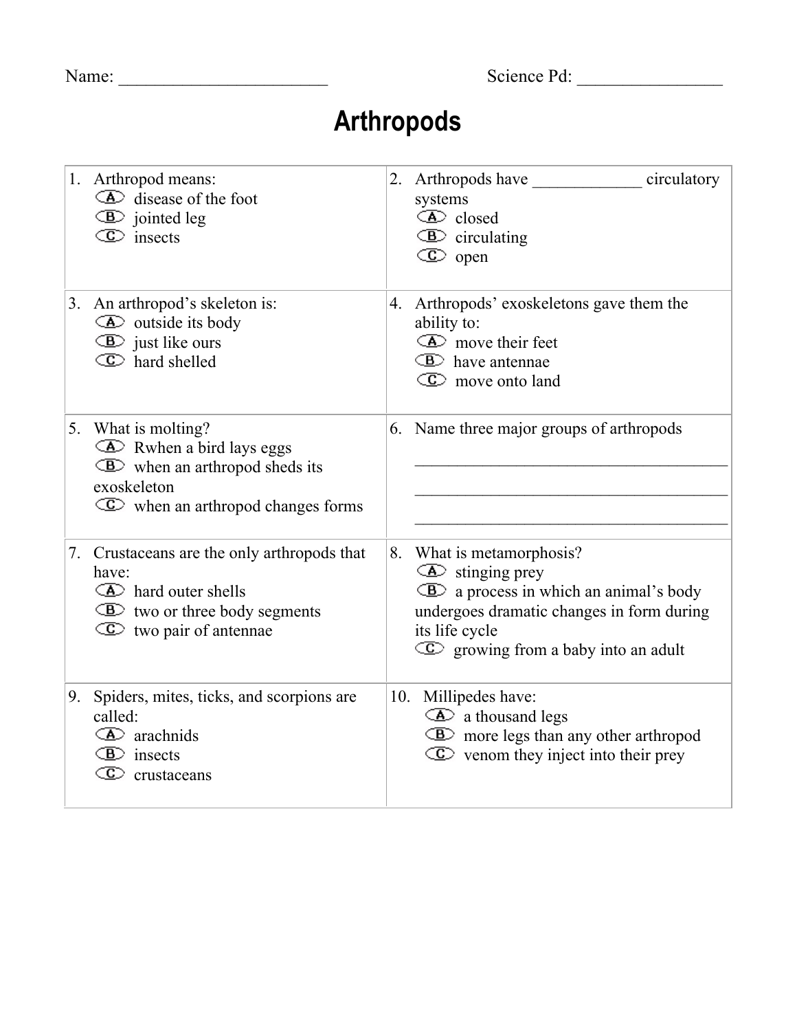Name: _______________________ Science Pd: ________________

# Arthropods

| | |
|---|---|
| 1. Arthropod means: <br> (A) disease of the foot <br> (B) jointed leg <br> (C) insects | 2. Arthropods have _____________ circulatory systems <br> (A) closed <br> (B) circulating <br> (C) open |
| 3. An arthropod's skeleton is: <br> (A) outside its body <br> (B) just like ours <br> (C) hard shelled | 4. Arthropods' exoskeletons gave them the ability to: <br> (A) move their feet <br> (B) have antennae <br> (C) move onto land |
| 5. What is molting? <br> (A) Rwhen a bird lays eggs <br> (B) when an arthropod sheds its exoskeleton <br> (C) when an arthropod changes forms | 6. Name three major groups of arthropods <br> ______________________________________ <br> ______________________________________ <br> ______________________________________ |
| 7. Crustaceans are the only arthropods that have: <br> (A) hard outer shells <br> (B) two or three body segments <br> (C) two pair of antennae | 8. What is metamorphosis? <br> (A) stinging prey <br> (B) a process in which an animal's body undergoes dramatic changes in form during its life cycle <br> (C) growing from a baby into an adult |
| 9. Spiders, mites, ticks, and scorpions are called: <br> (A) arachnids <br> (B) insects <br> (C) crustaceans | 10. Millipedes have: <br> (A) a thousand legs <br> (B) more legs than any other arthropod <br> (C) venom they inject into their prey |